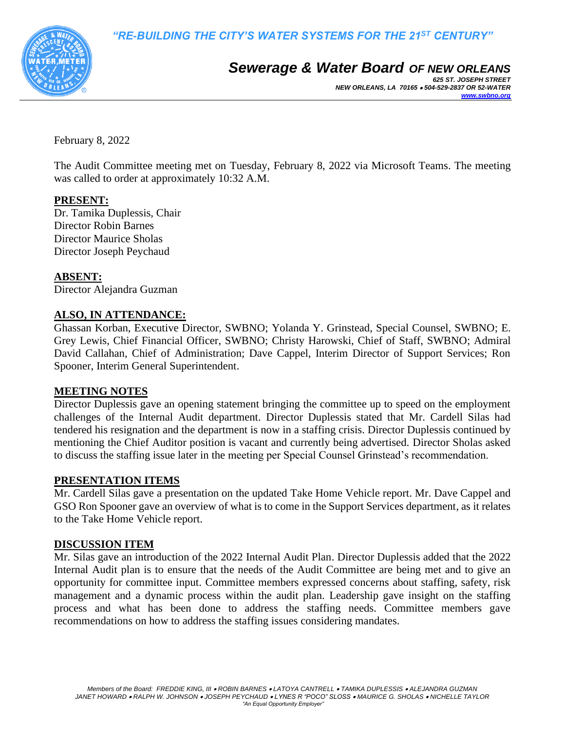*"RE-BUILDING THE CITY'S WATER SYSTEMS FOR THE 21ST CENTURY"*

# *Sewerage & Water Board OF NEW ORLEANS*

*625 ST. JOSEPH STREET*
*NEW ORLEANS, LA 70165 • 504-529-2837 OR 52-WATER*
*www.swbno.org*

February 8, 2022

The Audit Committee meeting met on Tuesday, February 8, 2022 via Microsoft Teams. The meeting was called to order at approximately 10:32 A.M.

**PRESENT:**
Dr. Tamika Duplessis, Chair
Director Robin Barnes
Director Maurice Sholas
Director Joseph Peychaud

**ABSENT:**
Director Alejandra Guzman

**ALSO, IN ATTENDANCE:**
Ghassan Korban, Executive Director, SWBNO; Yolanda Y. Grinstead, Special Counsel, SWBNO; E. Grey Lewis, Chief Financial Officer, SWBNO; Christy Harowski, Chief of Staff, SWBNO; Admiral David Callahan, Chief of Administration; Dave Cappel, Interim Director of Support Services; Ron Spooner, Interim General Superintendent.

**MEETING NOTES**
Director Duplessis gave an opening statement bringing the committee up to speed on the employment challenges of the Internal Audit department. Director Duplessis stated that Mr. Cardell Silas had tendered his resignation and the department is now in a staffing crisis. Director Duplessis continued by mentioning the Chief Auditor position is vacant and currently being advertised. Director Sholas asked to discuss the staffing issue later in the meeting per Special Counsel Grinstead's recommendation.

**PRESENTATION ITEMS**
Mr. Cardell Silas gave a presentation on the updated Take Home Vehicle report. Mr. Dave Cappel and GSO Ron Spooner gave an overview of what is to come in the Support Services department, as it relates to the Take Home Vehicle report.

**DISCUSSION ITEM**
Mr. Silas gave an introduction of the 2022 Internal Audit Plan. Director Duplessis added that the 2022 Internal Audit plan is to ensure that the needs of the Audit Committee are being met and to give an opportunity for committee input. Committee members expressed concerns about staffing, safety, risk management and a dynamic process within the audit plan. Leadership gave insight on the staffing process and what has been done to address the staffing needs. Committee members gave recommendations on how to address the staffing issues considering mandates.

*Members of the Board: FREDDIE KING, III • ROBIN BARNES • LATOYA CANTRELL • TAMIKA DUPLESSIS • ALEJANDRA GUZMAN JANET HOWARD • RALPH W. JOHNSON • JOSEPH PEYCHAUD • LYNES R "POCO" SLOSS • MAURICE G. SHOLAS • NICHELLE TAYLOR*
*"An Equal Opportunity Employer"*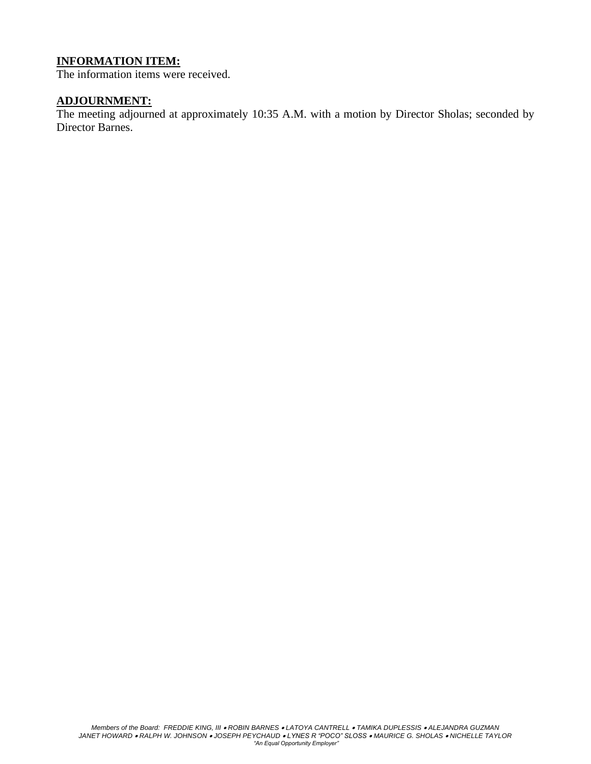**INFORMATION ITEM:**

The information items were received.

**ADJOURNMENT:**

The meeting adjourned at approximately 10:35 A.M. with a motion by Director Sholas; seconded by Director Barnes.